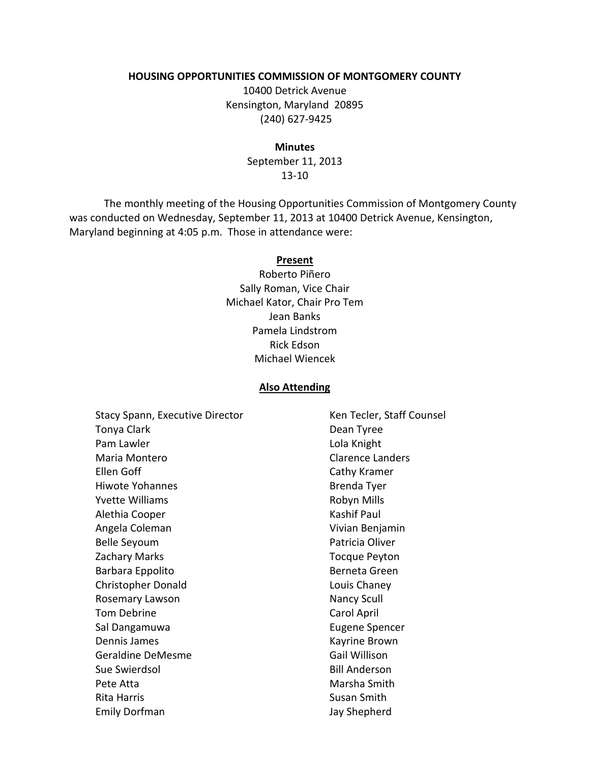**HOUSING OPPORTUNITIES COMMISSION OF MONTGOMERY COUNTY**

10400 Detrick Avenue
Kensington, Maryland 20895
(240) 627-9425

**Minutes**

September 11, 2013
13-10

The monthly meeting of the Housing Opportunities Commission of Montgomery County was conducted on Wednesday, September 11, 2013 at 10400 Detrick Avenue, Kensington, Maryland beginning at 4:05 p.m. Those in attendance were:

**Present**

Roberto Piñero
Sally Roman, Vice Chair
Michael Kator, Chair Pro Tem
Jean Banks
Pamela Lindstrom
Rick Edson
Michael Wiencek

**Also Attending**

Stacy Spann, Executive Director
Tonya Clark
Pam Lawler
Maria Montero
Ellen Goff
Hiwote Yohannes
Yvette Williams
Alethia Cooper
Angela Coleman
Belle Seyoum
Zachary Marks
Barbara Eppolito
Christopher Donald
Rosemary Lawson
Tom Debrine
Sal Dangamuwa
Dennis James
Geraldine DeMesme
Sue Swierdsol
Pete Atta
Rita Harris
Emily Dorfman
Ken Tecler, Staff Counsel
Dean Tyree
Lola Knight
Clarence Landers
Cathy Kramer
Brenda Tyer
Robyn Mills
Kashif Paul
Vivian Benjamin
Patricia Oliver
Tocque Peyton
Berneta Green
Louis Chaney
Nancy Scull
Carol April
Eugene Spencer
Kayrine Brown
Gail Willison
Bill Anderson
Marsha Smith
Susan Smith
Jay Shepherd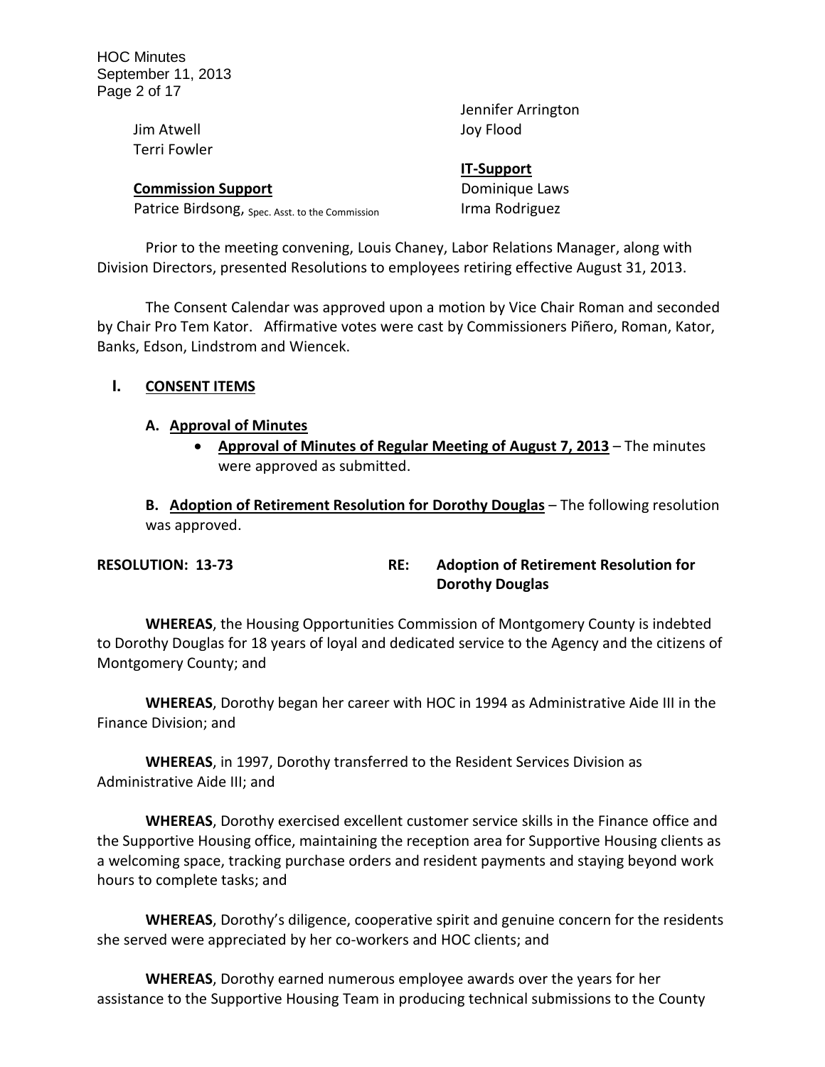Jim Atwell
Terri Fowler

**Commission Support**
Patrice Birdsong, Spec. Asst. to the Commission

Jennifer Arrington
Joy Flood

**IT-Support**
Dominique Laws
Irma Rodriguez

Prior to the meeting convening, Louis Chaney, Labor Relations Manager, along with Division Directors, presented Resolutions to employees retiring effective August 31, 2013.

The Consent Calendar was approved upon a motion by Vice Chair Roman and seconded by Chair Pro Tem Kator. Affirmative votes were cast by Commissioners Piñero, Roman, Kator, Banks, Edson, Lindstrom and Wiencek.

## I. CONSENT ITEMS

### A. Approval of Minutes

- **Approval of Minutes of Regular Meeting of August 7, 2013** – The minutes were approved as submitted.

**B. Adoption of Retirement Resolution for Dorothy Douglas** – The following resolution was approved.

**RESOLUTION: 13-73** **RE: Adoption of Retirement Resolution for Dorothy Douglas**

**WHEREAS**, the Housing Opportunities Commission of Montgomery County is indebted to Dorothy Douglas for 18 years of loyal and dedicated service to the Agency and the citizens of Montgomery County; and

**WHEREAS**, Dorothy began her career with HOC in 1994 as Administrative Aide III in the Finance Division; and

**WHEREAS**, in 1997, Dorothy transferred to the Resident Services Division as Administrative Aide III; and

**WHEREAS**, Dorothy exercised excellent customer service skills in the Finance office and the Supportive Housing office, maintaining the reception area for Supportive Housing clients as a welcoming space, tracking purchase orders and resident payments and staying beyond work hours to complete tasks; and

**WHEREAS**, Dorothy's diligence, cooperative spirit and genuine concern for the residents she served were appreciated by her co-workers and HOC clients; and

**WHEREAS**, Dorothy earned numerous employee awards over the years for her assistance to the Supportive Housing Team in producing technical submissions to the County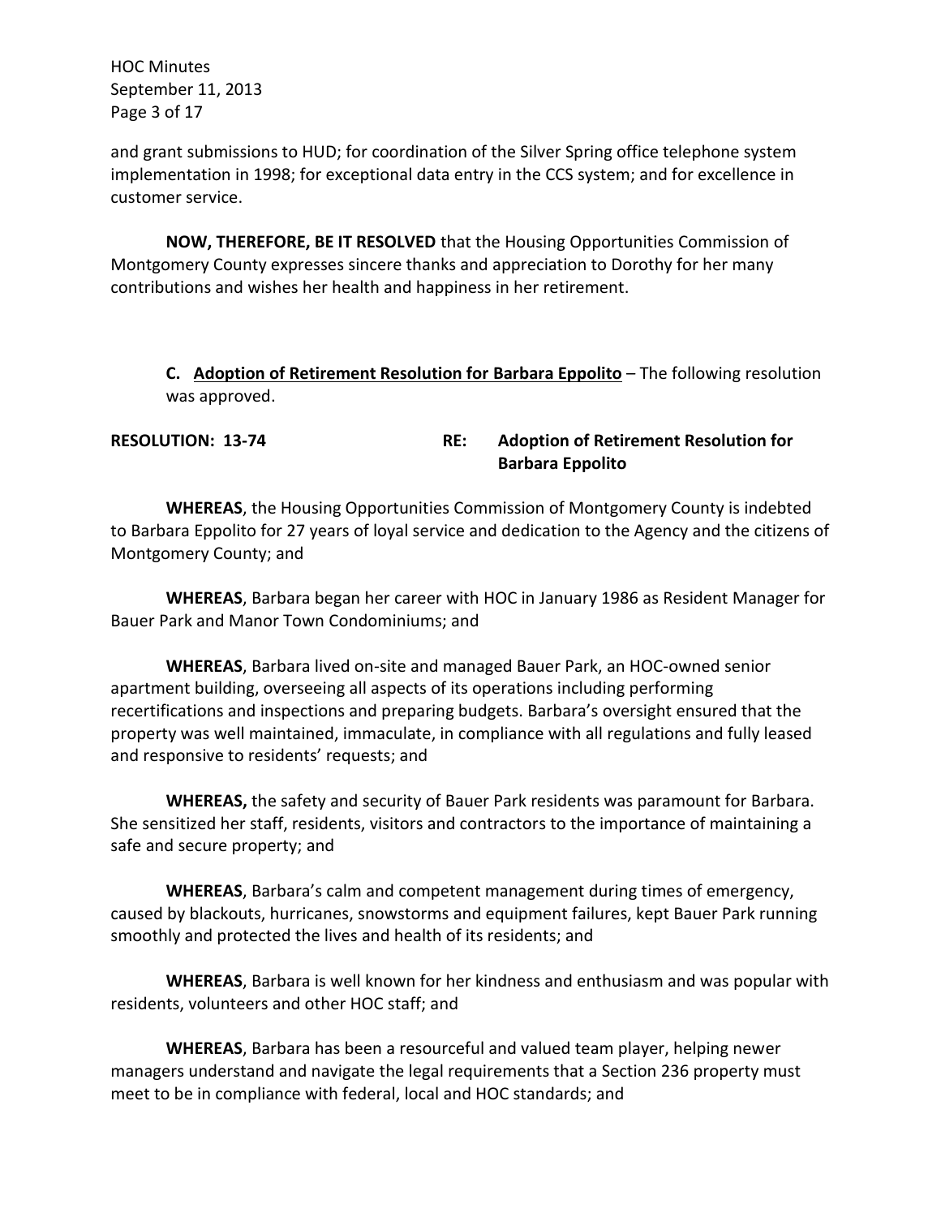and grant submissions to HUD; for coordination of the Silver Spring office telephone system implementation in 1998; for exceptional data entry in the CCS system; and for excellence in customer service.

**NOW, THEREFORE, BE IT RESOLVED** that the Housing Opportunities Commission of Montgomery County expresses sincere thanks and appreciation to Dorothy for her many contributions and wishes her health and happiness in her retirement.

**C. <u>Adoption of Retirement Resolution for Barbara Eppolito</u>** – The following resolution was approved.

**RESOLUTION: 13-74** **RE: Adoption of Retirement Resolution for Barbara Eppolito**

**WHEREAS**, the Housing Opportunities Commission of Montgomery County is indebted to Barbara Eppolito for 27 years of loyal service and dedication to the Agency and the citizens of Montgomery County; and

**WHEREAS**, Barbara began her career with HOC in January 1986 as Resident Manager for Bauer Park and Manor Town Condominiums; and

**WHEREAS**, Barbara lived on-site and managed Bauer Park, an HOC-owned senior apartment building, overseeing all aspects of its operations including performing recertifications and inspections and preparing budgets. Barbara's oversight ensured that the property was well maintained, immaculate, in compliance with all regulations and fully leased and responsive to residents' requests; and

**WHEREAS,** the safety and security of Bauer Park residents was paramount for Barbara. She sensitized her staff, residents, visitors and contractors to the importance of maintaining a safe and secure property; and

**WHEREAS**, Barbara's calm and competent management during times of emergency, caused by blackouts, hurricanes, snowstorms and equipment failures, kept Bauer Park running smoothly and protected the lives and health of its residents; and

**WHEREAS**, Barbara is well known for her kindness and enthusiasm and was popular with residents, volunteers and other HOC staff; and

**WHEREAS**, Barbara has been a resourceful and valued team player, helping newer managers understand and navigate the legal requirements that a Section 236 property must meet to be in compliance with federal, local and HOC standards; and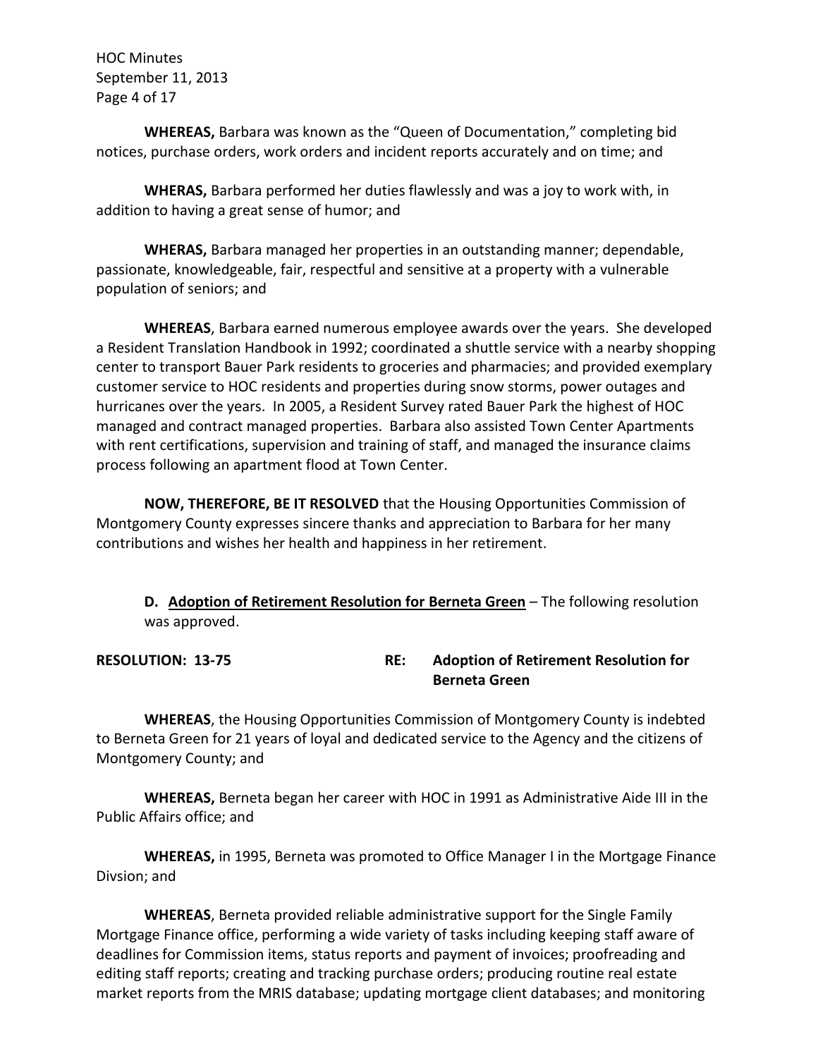**WHEREAS,** Barbara was known as the "Queen of Documentation," completing bid notices, purchase orders, work orders and incident reports accurately and on time; and

**WHERAS,** Barbara performed her duties flawlessly and was a joy to work with, in addition to having a great sense of humor; and

**WHERAS,** Barbara managed her properties in an outstanding manner; dependable, passionate, knowledgeable, fair, respectful and sensitive at a property with a vulnerable population of seniors; and

**WHEREAS**, Barbara earned numerous employee awards over the years. She developed a Resident Translation Handbook in 1992; coordinated a shuttle service with a nearby shopping center to transport Bauer Park residents to groceries and pharmacies; and provided exemplary customer service to HOC residents and properties during snow storms, power outages and hurricanes over the years. In 2005, a Resident Survey rated Bauer Park the highest of HOC managed and contract managed properties. Barbara also assisted Town Center Apartments with rent certifications, supervision and training of staff, and managed the insurance claims process following an apartment flood at Town Center.

**NOW, THEREFORE, BE IT RESOLVED** that the Housing Opportunities Commission of Montgomery County expresses sincere thanks and appreciation to Barbara for her many contributions and wishes her health and happiness in her retirement.

**D. <u>Adoption of Retirement Resolution for Berneta Green</u>** – The following resolution was approved.

**RESOLUTION: 13-75** **RE: Adoption of Retirement Resolution for Berneta Green**

**WHEREAS**, the Housing Opportunities Commission of Montgomery County is indebted to Berneta Green for 21 years of loyal and dedicated service to the Agency and the citizens of Montgomery County; and

**WHEREAS,** Berneta began her career with HOC in 1991 as Administrative Aide III in the Public Affairs office; and

**WHEREAS,** in 1995, Berneta was promoted to Office Manager I in the Mortgage Finance Divsion; and

**WHEREAS**, Berneta provided reliable administrative support for the Single Family Mortgage Finance office, performing a wide variety of tasks including keeping staff aware of deadlines for Commission items, status reports and payment of invoices; proofreading and editing staff reports; creating and tracking purchase orders; producing routine real estate market reports from the MRIS database; updating mortgage client databases; and monitoring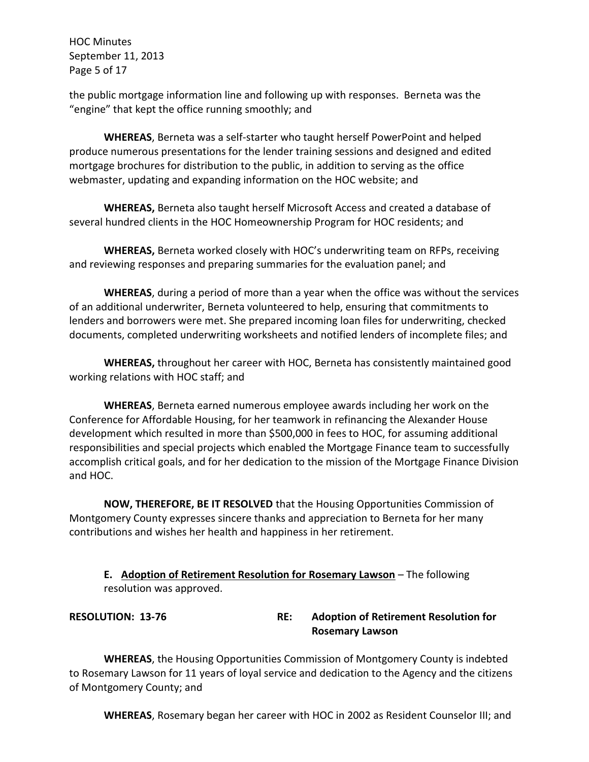the public mortgage information line and following up with responses. Berneta was the "engine" that kept the office running smoothly; and

**WHEREAS**, Berneta was a self-starter who taught herself PowerPoint and helped produce numerous presentations for the lender training sessions and designed and edited mortgage brochures for distribution to the public, in addition to serving as the office webmaster, updating and expanding information on the HOC website; and

**WHEREAS,** Berneta also taught herself Microsoft Access and created a database of several hundred clients in the HOC Homeownership Program for HOC residents; and

**WHEREAS,** Berneta worked closely with HOC's underwriting team on RFPs, receiving and reviewing responses and preparing summaries for the evaluation panel; and

**WHEREAS**, during a period of more than a year when the office was without the services of an additional underwriter, Berneta volunteered to help, ensuring that commitments to lenders and borrowers were met. She prepared incoming loan files for underwriting, checked documents, completed underwriting worksheets and notified lenders of incomplete files; and

**WHEREAS,** throughout her career with HOC, Berneta has consistently maintained good working relations with HOC staff; and

**WHEREAS**, Berneta earned numerous employee awards including her work on the Conference for Affordable Housing, for her teamwork in refinancing the Alexander House development which resulted in more than $500,000 in fees to HOC, for assuming additional responsibilities and special projects which enabled the Mortgage Finance team to successfully accomplish critical goals, and for her dedication to the mission of the Mortgage Finance Division and HOC.

**NOW, THEREFORE, BE IT RESOLVED** that the Housing Opportunities Commission of Montgomery County expresses sincere thanks and appreciation to Berneta for her many contributions and wishes her health and happiness in her retirement.

**E. <u>Adoption of Retirement Resolution for Rosemary Lawson</u>** – The following resolution was approved.

**RESOLUTION: 13-76** **RE: Adoption of Retirement Resolution for Rosemary Lawson**

**WHEREAS**, the Housing Opportunities Commission of Montgomery County is indebted to Rosemary Lawson for 11 years of loyal service and dedication to the Agency and the citizens of Montgomery County; and

**WHEREAS**, Rosemary began her career with HOC in 2002 as Resident Counselor III; and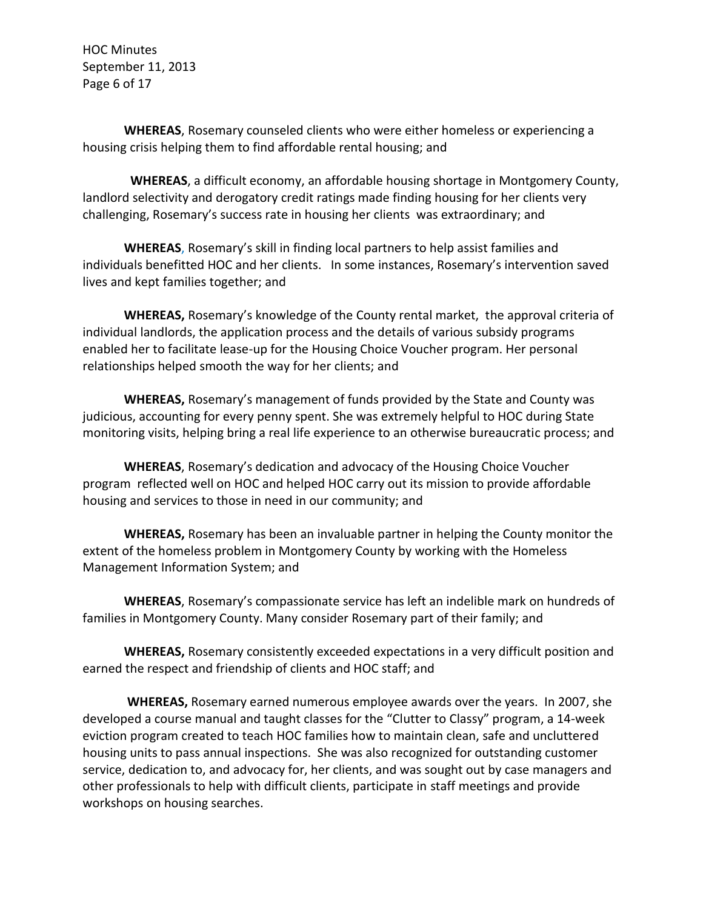**WHEREAS**, Rosemary counseled clients who were either homeless or experiencing a housing crisis helping them to find affordable rental housing; and

**WHEREAS**, a difficult economy, an affordable housing shortage in Montgomery County, landlord selectivity and derogatory credit ratings made finding housing for her clients very challenging, Rosemary's success rate in housing her clients was extraordinary; and

**WHEREAS**, Rosemary's skill in finding local partners to help assist families and individuals benefitted HOC and her clients. In some instances, Rosemary's intervention saved lives and kept families together; and

**WHEREAS,** Rosemary's knowledge of the County rental market, the approval criteria of individual landlords, the application process and the details of various subsidy programs enabled her to facilitate lease-up for the Housing Choice Voucher program. Her personal relationships helped smooth the way for her clients; and

**WHEREAS,** Rosemary's management of funds provided by the State and County was judicious, accounting for every penny spent. She was extremely helpful to HOC during State monitoring visits, helping bring a real life experience to an otherwise bureaucratic process; and

**WHEREAS**, Rosemary's dedication and advocacy of the Housing Choice Voucher program reflected well on HOC and helped HOC carry out its mission to provide affordable housing and services to those in need in our community; and

**WHEREAS,** Rosemary has been an invaluable partner in helping the County monitor the extent of the homeless problem in Montgomery County by working with the Homeless Management Information System; and

**WHEREAS**, Rosemary's compassionate service has left an indelible mark on hundreds of families in Montgomery County. Many consider Rosemary part of their family; and

**WHEREAS,** Rosemary consistently exceeded expectations in a very difficult position and earned the respect and friendship of clients and HOC staff; and

**WHEREAS,** Rosemary earned numerous employee awards over the years. In 2007, she developed a course manual and taught classes for the "Clutter to Classy" program, a 14-week eviction program created to teach HOC families how to maintain clean, safe and uncluttered housing units to pass annual inspections. She was also recognized for outstanding customer service, dedication to, and advocacy for, her clients, and was sought out by case managers and other professionals to help with difficult clients, participate in staff meetings and provide workshops on housing searches.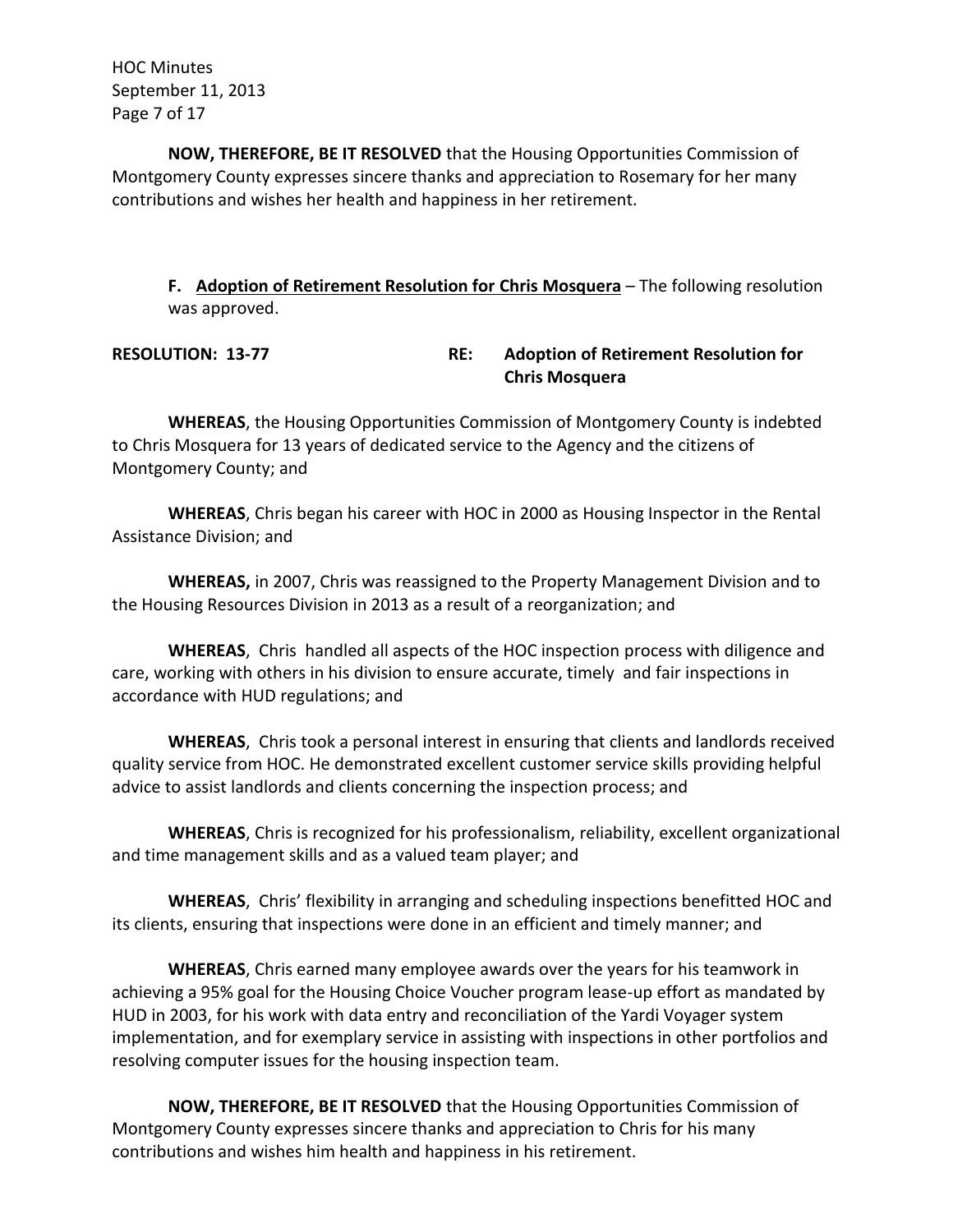**NOW, THEREFORE, BE IT RESOLVED** that the Housing Opportunities Commission of Montgomery County expresses sincere thanks and appreciation to Rosemary for her many contributions and wishes her health and happiness in her retirement.

**F. <u>Adoption of Retirement Resolution for Chris Mosquera</u>** – The following resolution was approved.

**RESOLUTION: 13-77** **RE: Adoption of Retirement Resolution for Chris Mosquera**

**WHEREAS**, the Housing Opportunities Commission of Montgomery County is indebted to Chris Mosquera for 13 years of dedicated service to the Agency and the citizens of Montgomery County; and

**WHEREAS**, Chris began his career with HOC in 2000 as Housing Inspector in the Rental Assistance Division; and

**WHEREAS,** in 2007, Chris was reassigned to the Property Management Division and to the Housing Resources Division in 2013 as a result of a reorganization; and

**WHEREAS**, Chris handled all aspects of the HOC inspection process with diligence and care, working with others in his division to ensure accurate, timely and fair inspections in accordance with HUD regulations; and

**WHEREAS**, Chris took a personal interest in ensuring that clients and landlords received quality service from HOC. He demonstrated excellent customer service skills providing helpful advice to assist landlords and clients concerning the inspection process; and

**WHEREAS**, Chris is recognized for his professionalism, reliability, excellent organizational and time management skills and as a valued team player; and

**WHEREAS**, Chris' flexibility in arranging and scheduling inspections benefitted HOC and its clients, ensuring that inspections were done in an efficient and timely manner; and

**WHEREAS**, Chris earned many employee awards over the years for his teamwork in achieving a 95% goal for the Housing Choice Voucher program lease-up effort as mandated by HUD in 2003, for his work with data entry and reconciliation of the Yardi Voyager system implementation, and for exemplary service in assisting with inspections in other portfolios and resolving computer issues for the housing inspection team.

**NOW, THEREFORE, BE IT RESOLVED** that the Housing Opportunities Commission of Montgomery County expresses sincere thanks and appreciation to Chris for his many contributions and wishes him health and happiness in his retirement.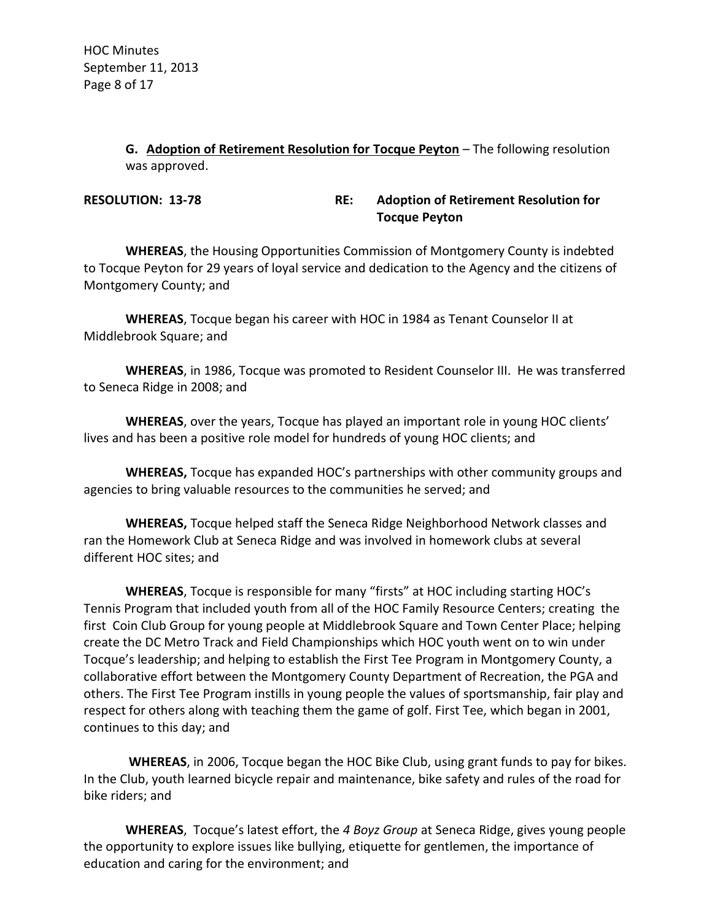**G. Adoption of Retirement Resolution for Tocque Peyton** – The following resolution was approved.

**RESOLUTION: 13-78** **RE: Adoption of Retirement Resolution for Tocque Peyton**

**WHEREAS**, the Housing Opportunities Commission of Montgomery County is indebted to Tocque Peyton for 29 years of loyal service and dedication to the Agency and the citizens of Montgomery County; and

**WHEREAS**, Tocque began his career with HOC in 1984 as Tenant Counselor II at Middlebrook Square; and

**WHEREAS**, in 1986, Tocque was promoted to Resident Counselor III. He was transferred to Seneca Ridge in 2008; and

**WHEREAS**, over the years, Tocque has played an important role in young HOC clients' lives and has been a positive role model for hundreds of young HOC clients; and

**WHEREAS,** Tocque has expanded HOC's partnerships with other community groups and agencies to bring valuable resources to the communities he served; and

**WHEREAS,** Tocque helped staff the Seneca Ridge Neighborhood Network classes and ran the Homework Club at Seneca Ridge and was involved in homework clubs at several different HOC sites; and

**WHEREAS**, Tocque is responsible for many "firsts" at HOC including starting HOC's Tennis Program that included youth from all of the HOC Family Resource Centers; creating the first Coin Club Group for young people at Middlebrook Square and Town Center Place; helping create the DC Metro Track and Field Championships which HOC youth went on to win under Tocque's leadership; and helping to establish the First Tee Program in Montgomery County, a collaborative effort between the Montgomery County Department of Recreation, the PGA and others. The First Tee Program instills in young people the values of sportsmanship, fair play and respect for others along with teaching them the game of golf. First Tee, which began in 2001, continues to this day; and

**WHEREAS**, in 2006, Tocque began the HOC Bike Club, using grant funds to pay for bikes. In the Club, youth learned bicycle repair and maintenance, bike safety and rules of the road for bike riders; and

**WHEREAS**, Tocque's latest effort, the *4 Boyz Group* at Seneca Ridge, gives young people the opportunity to explore issues like bullying, etiquette for gentlemen, the importance of education and caring for the environment; and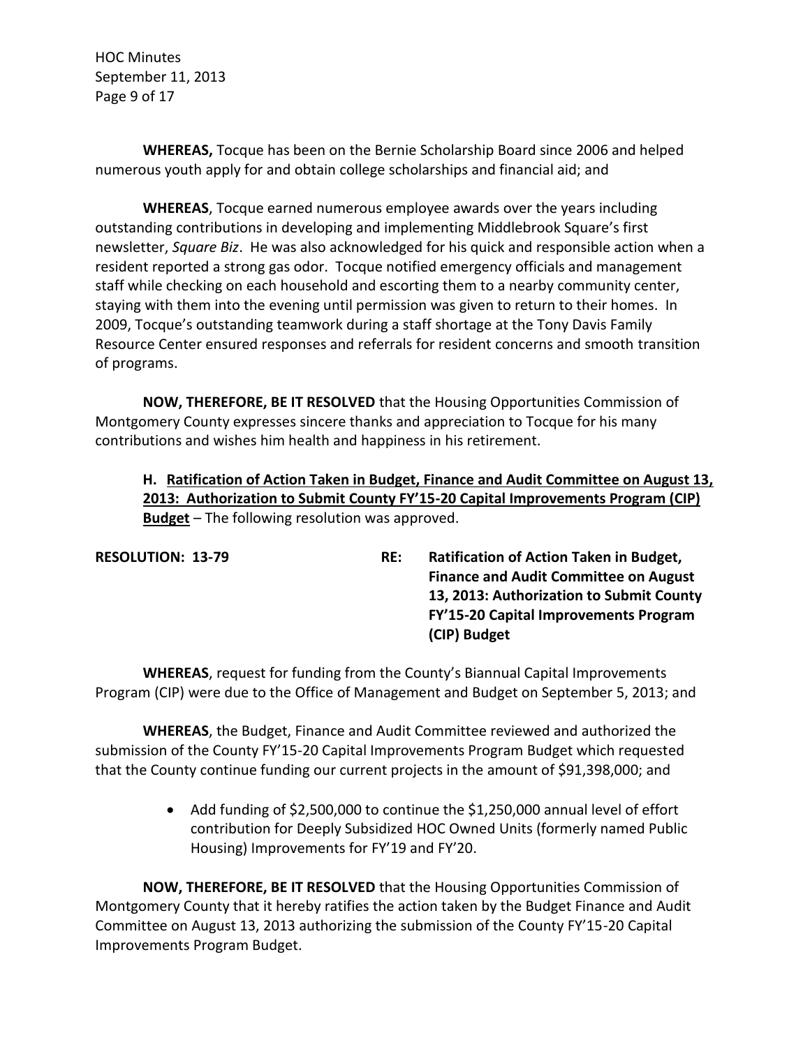**WHEREAS,** Tocque has been on the Bernie Scholarship Board since 2006 and helped numerous youth apply for and obtain college scholarships and financial aid; and

**WHEREAS**, Tocque earned numerous employee awards over the years including outstanding contributions in developing and implementing Middlebrook Square's first newsletter, *Square Biz*. He was also acknowledged for his quick and responsible action when a resident reported a strong gas odor. Tocque notified emergency officials and management staff while checking on each household and escorting them to a nearby community center, staying with them into the evening until permission was given to return to their homes. In 2009, Tocque's outstanding teamwork during a staff shortage at the Tony Davis Family Resource Center ensured responses and referrals for resident concerns and smooth transition of programs.

**NOW, THEREFORE, BE IT RESOLVED** that the Housing Opportunities Commission of Montgomery County expresses sincere thanks and appreciation to Tocque for his many contributions and wishes him health and happiness in his retirement.

**H. <u>Ratification of Action Taken in Budget, Finance and Audit Committee on August 13, 2013: Authorization to Submit County FY'15-20 Capital Improvements Program (CIP) Budget</u>** – The following resolution was approved.

**RESOLUTION: 13-79** **RE: Ratification of Action Taken in Budget, Finance and Audit Committee on August 13, 2013: Authorization to Submit County FY'15-20 Capital Improvements Program (CIP) Budget**

**WHEREAS**, request for funding from the County's Biannual Capital Improvements Program (CIP) were due to the Office of Management and Budget on September 5, 2013; and

**WHEREAS**, the Budget, Finance and Audit Committee reviewed and authorized the submission of the County FY'15-20 Capital Improvements Program Budget which requested that the County continue funding our current projects in the amount of $91,398,000; and

- Add funding of $2,500,000 to continue the $1,250,000 annual level of effort contribution for Deeply Subsidized HOC Owned Units (formerly named Public Housing) Improvements for FY'19 and FY'20.

**NOW, THEREFORE, BE IT RESOLVED** that the Housing Opportunities Commission of Montgomery County that it hereby ratifies the action taken by the Budget Finance and Audit Committee on August 13, 2013 authorizing the submission of the County FY'15-20 Capital Improvements Program Budget.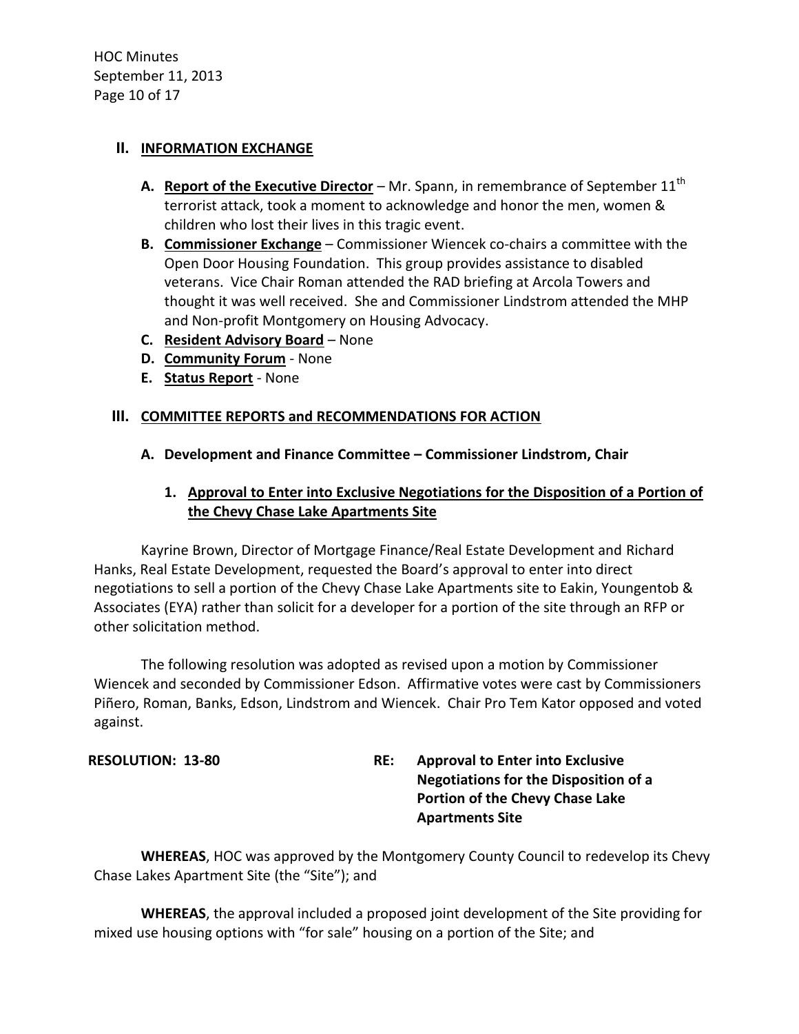## II. INFORMATION EXCHANGE

**A. Report of the Executive Director** – Mr. Spann, in remembrance of September 11th terrorist attack, took a moment to acknowledge and honor the men, women & children who lost their lives in this tragic event.

**B. Commissioner Exchange** – Commissioner Wiencek co-chairs a committee with the Open Door Housing Foundation. This group provides assistance to disabled veterans. Vice Chair Roman attended the RAD briefing at Arcola Towers and thought it was well received. She and Commissioner Lindstrom attended the MHP and Non-profit Montgomery on Housing Advocacy.

**C. Resident Advisory Board** – None

**D. Community Forum** - None

**E. Status Report** - None

## III. COMMITTEE REPORTS and RECOMMENDATIONS FOR ACTION

### A. Development and Finance Committee – Commissioner Lindstrom, Chair

#### 1. Approval to Enter into Exclusive Negotiations for the Disposition of a Portion of the Chevy Chase Lake Apartments Site

Kayrine Brown, Director of Mortgage Finance/Real Estate Development and Richard Hanks, Real Estate Development, requested the Board's approval to enter into direct negotiations to sell a portion of the Chevy Chase Lake Apartments site to Eakin, Youngentob & Associates (EYA) rather than solicit for a developer for a portion of the site through an RFP or other solicitation method.

The following resolution was adopted as revised upon a motion by Commissioner Wiencek and seconded by Commissioner Edson. Affirmative votes were cast by Commissioners Piñero, Roman, Banks, Edson, Lindstrom and Wiencek. Chair Pro Tem Kator opposed and voted against.

**RESOLUTION: 13-80** **RE: Approval to Enter into Exclusive Negotiations for the Disposition of a Portion of the Chevy Chase Lake Apartments Site**

**WHEREAS**, HOC was approved by the Montgomery County Council to redevelop its Chevy Chase Lakes Apartment Site (the "Site"); and

**WHEREAS**, the approval included a proposed joint development of the Site providing for mixed use housing options with "for sale" housing on a portion of the Site; and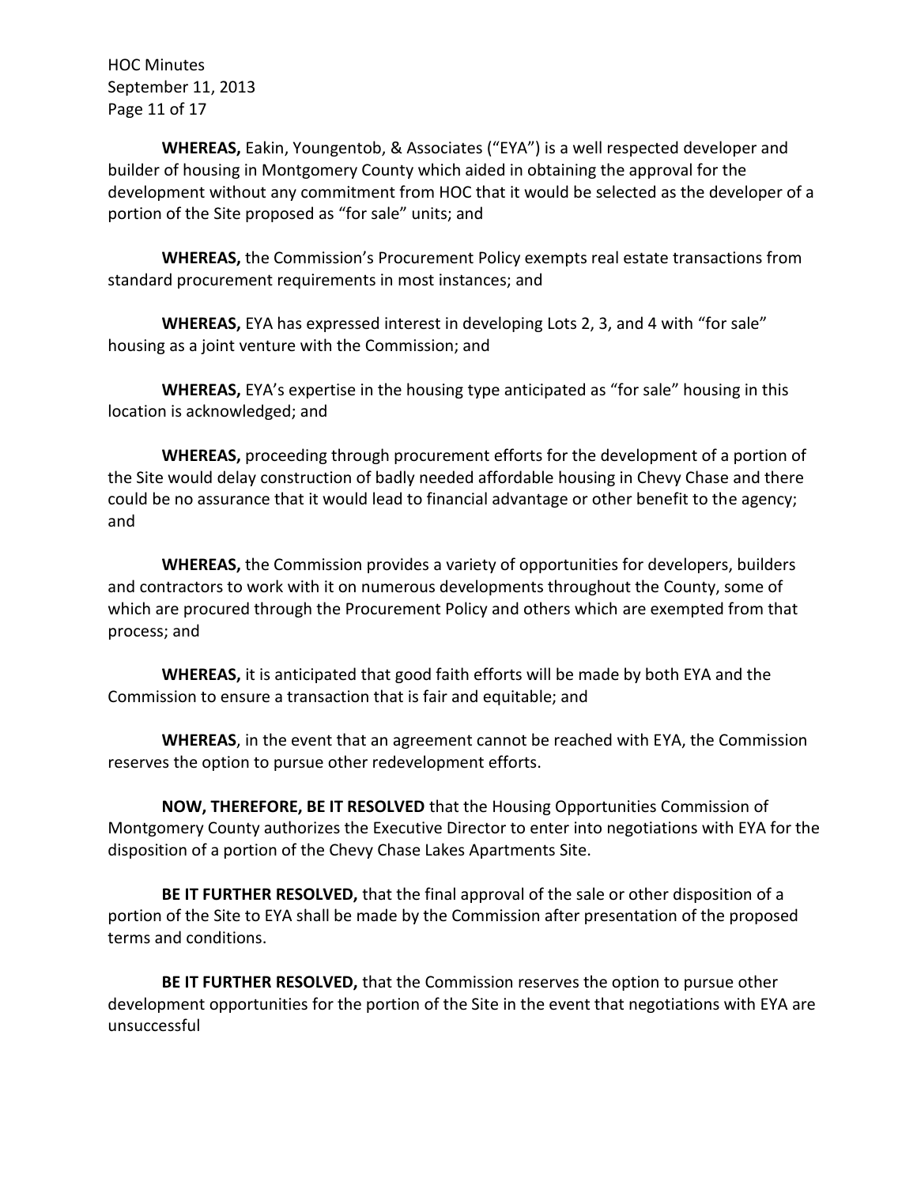**WHEREAS,** Eakin, Youngentob, & Associates ("EYA") is a well respected developer and builder of housing in Montgomery County which aided in obtaining the approval for the development without any commitment from HOC that it would be selected as the developer of a portion of the Site proposed as "for sale" units; and

**WHEREAS,** the Commission's Procurement Policy exempts real estate transactions from standard procurement requirements in most instances; and

**WHEREAS,** EYA has expressed interest in developing Lots 2, 3, and 4 with "for sale" housing as a joint venture with the Commission; and

**WHEREAS,** EYA's expertise in the housing type anticipated as "for sale" housing in this location is acknowledged; and

**WHEREAS,** proceeding through procurement efforts for the development of a portion of the Site would delay construction of badly needed affordable housing in Chevy Chase and there could be no assurance that it would lead to financial advantage or other benefit to the agency; and

**WHEREAS,** the Commission provides a variety of opportunities for developers, builders and contractors to work with it on numerous developments throughout the County, some of which are procured through the Procurement Policy and others which are exempted from that process; and

**WHEREAS,** it is anticipated that good faith efforts will be made by both EYA and the Commission to ensure a transaction that is fair and equitable; and

**WHEREAS**, in the event that an agreement cannot be reached with EYA, the Commission reserves the option to pursue other redevelopment efforts.

**NOW, THEREFORE, BE IT RESOLVED** that the Housing Opportunities Commission of Montgomery County authorizes the Executive Director to enter into negotiations with EYA for the disposition of a portion of the Chevy Chase Lakes Apartments Site.

**BE IT FURTHER RESOLVED,** that the final approval of the sale or other disposition of a portion of the Site to EYA shall be made by the Commission after presentation of the proposed terms and conditions.

**BE IT FURTHER RESOLVED,** that the Commission reserves the option to pursue other development opportunities for the portion of the Site in the event that negotiations with EYA are unsuccessful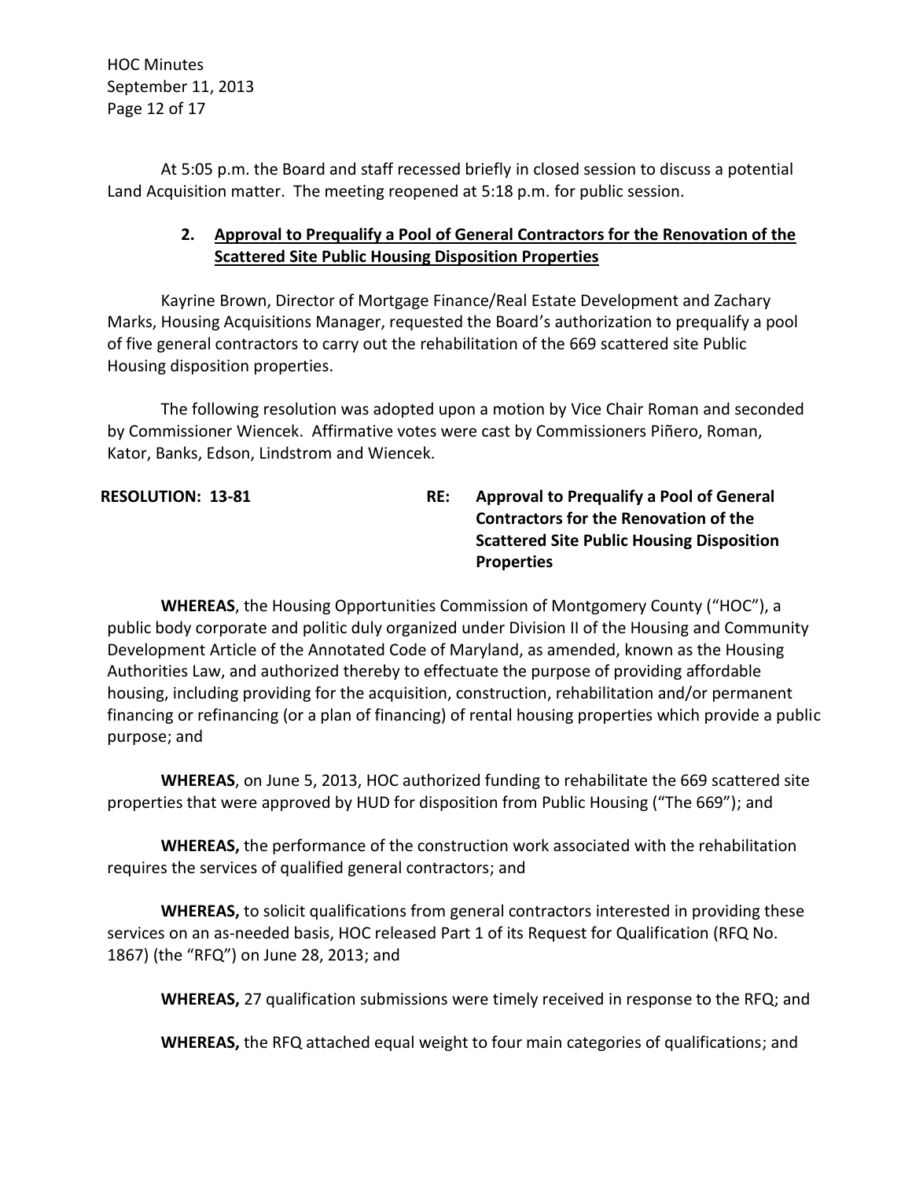At 5:05 p.m. the Board and staff recessed briefly in closed session to discuss a potential Land Acquisition matter. The meeting reopened at 5:18 p.m. for public session.

**2. Approval to Prequalify a Pool of General Contractors for the Renovation of the Scattered Site Public Housing Disposition Properties**

Kayrine Brown, Director of Mortgage Finance/Real Estate Development and Zachary Marks, Housing Acquisitions Manager, requested the Board's authorization to prequalify a pool of five general contractors to carry out the rehabilitation of the 669 scattered site Public Housing disposition properties.

The following resolution was adopted upon a motion by Vice Chair Roman and seconded by Commissioner Wiencek. Affirmative votes were cast by Commissioners Piñero, Roman, Kator, Banks, Edson, Lindstrom and Wiencek.

**RESOLUTION: 13-81** **RE: Approval to Prequalify a Pool of General Contractors for the Renovation of the Scattered Site Public Housing Disposition Properties**

**WHEREAS**, the Housing Opportunities Commission of Montgomery County ("HOC"), a public body corporate and politic duly organized under Division II of the Housing and Community Development Article of the Annotated Code of Maryland, as amended, known as the Housing Authorities Law, and authorized thereby to effectuate the purpose of providing affordable housing, including providing for the acquisition, construction, rehabilitation and/or permanent financing or refinancing (or a plan of financing) of rental housing properties which provide a public purpose; and

**WHEREAS**, on June 5, 2013, HOC authorized funding to rehabilitate the 669 scattered site properties that were approved by HUD for disposition from Public Housing ("The 669"); and

**WHEREAS,** the performance of the construction work associated with the rehabilitation requires the services of qualified general contractors; and

**WHEREAS,** to solicit qualifications from general contractors interested in providing these services on an as-needed basis, HOC released Part 1 of its Request for Qualification (RFQ No. 1867) (the "RFQ") on June 28, 2013; and

**WHEREAS,** 27 qualification submissions were timely received in response to the RFQ; and

**WHEREAS,** the RFQ attached equal weight to four main categories of qualifications; and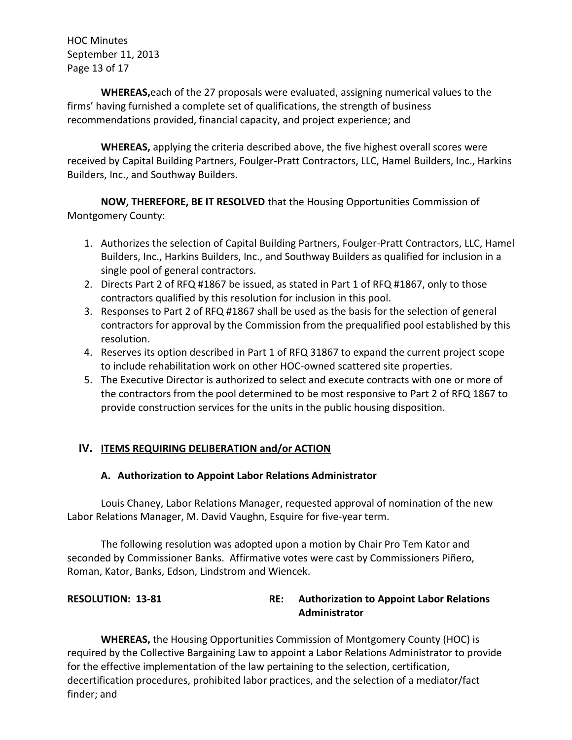**WHEREAS,**each of the 27 proposals were evaluated, assigning numerical values to the firms' having furnished a complete set of qualifications, the strength of business recommendations provided, financial capacity, and project experience; and

**WHEREAS,** applying the criteria described above, the five highest overall scores were received by Capital Building Partners, Foulger-Pratt Contractors, LLC, Hamel Builders, Inc., Harkins Builders, Inc., and Southway Builders.

**NOW, THEREFORE, BE IT RESOLVED** that the Housing Opportunities Commission of Montgomery County:

1. Authorizes the selection of Capital Building Partners, Foulger-Pratt Contractors, LLC, Hamel Builders, Inc., Harkins Builders, Inc., and Southway Builders as qualified for inclusion in a single pool of general contractors.
2. Directs Part 2 of RFQ #1867 be issued, as stated in Part 1 of RFQ #1867, only to those contractors qualified by this resolution for inclusion in this pool.
3. Responses to Part 2 of RFQ #1867 shall be used as the basis for the selection of general contractors for approval by the Commission from the prequalified pool established by this resolution.
4. Reserves its option described in Part 1 of RFQ 31867 to expand the current project scope to include rehabilitation work on other HOC-owned scattered site properties.
5. The Executive Director is authorized to select and execute contracts with one or more of the contractors from the pool determined to be most responsive to Part 2 of RFQ 1867 to provide construction services for the units in the public housing disposition.

## IV. ITEMS REQUIRING DELIBERATION and/or ACTION

### A. Authorization to Appoint Labor Relations Administrator

Louis Chaney, Labor Relations Manager, requested approval of nomination of the new Labor Relations Manager, M. David Vaughn, Esquire for five-year term.

The following resolution was adopted upon a motion by Chair Pro Tem Kator and seconded by Commissioner Banks. Affirmative votes were cast by Commissioners Piñero, Roman, Kator, Banks, Edson, Lindstrom and Wiencek.

**RESOLUTION: 13-81** **RE: Authorization to Appoint Labor Relations Administrator**

**WHEREAS,** the Housing Opportunities Commission of Montgomery County (HOC) is required by the Collective Bargaining Law to appoint a Labor Relations Administrator to provide for the effective implementation of the law pertaining to the selection, certification, decertification procedures, prohibited labor practices, and the selection of a mediator/fact finder; and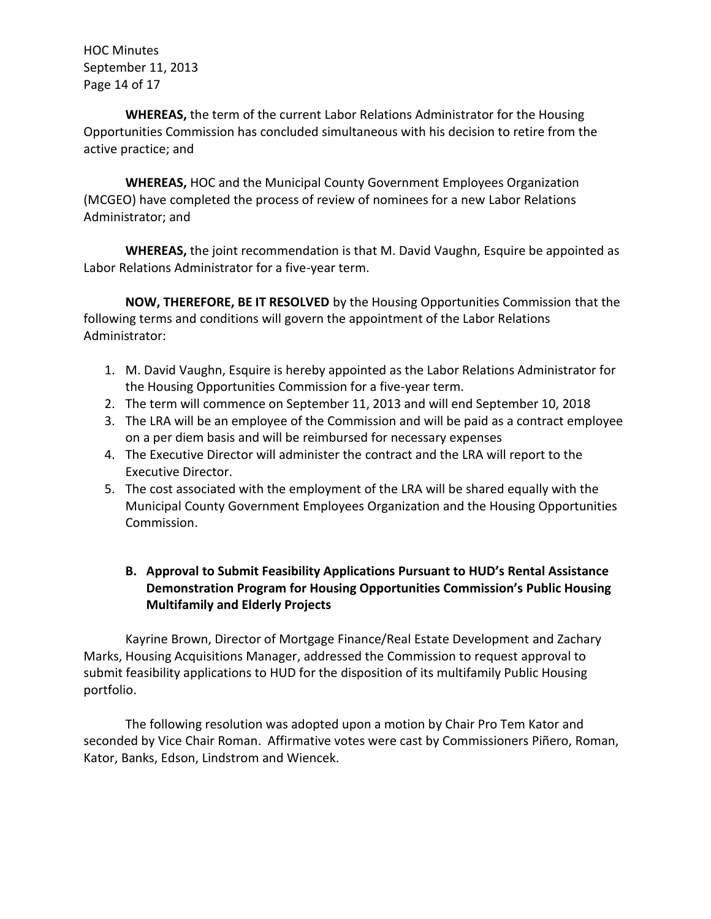**WHEREAS,** the term of the current Labor Relations Administrator for the Housing Opportunities Commission has concluded simultaneous with his decision to retire from the active practice; and

**WHEREAS,** HOC and the Municipal County Government Employees Organization (MCGEO) have completed the process of review of nominees for a new Labor Relations Administrator; and

**WHEREAS,** the joint recommendation is that M. David Vaughn, Esquire be appointed as Labor Relations Administrator for a five-year term.

**NOW, THEREFORE, BE IT RESOLVED** by the Housing Opportunities Commission that the following terms and conditions will govern the appointment of the Labor Relations Administrator:

1. M. David Vaughn, Esquire is hereby appointed as the Labor Relations Administrator for the Housing Opportunities Commission for a five-year term.
2. The term will commence on September 11, 2013 and will end September 10, 2018
3. The LRA will be an employee of the Commission and will be paid as a contract employee on a per diem basis and will be reimbursed for necessary expenses
4. The Executive Director will administer the contract and the LRA will report to the Executive Director.
5. The cost associated with the employment of the LRA will be shared equally with the Municipal County Government Employees Organization and the Housing Opportunities Commission.

**B. Approval to Submit Feasibility Applications Pursuant to HUD's Rental Assistance Demonstration Program for Housing Opportunities Commission's Public Housing Multifamily and Elderly Projects**

Kayrine Brown, Director of Mortgage Finance/Real Estate Development and Zachary Marks, Housing Acquisitions Manager, addressed the Commission to request approval to submit feasibility applications to HUD for the disposition of its multifamily Public Housing portfolio.

The following resolution was adopted upon a motion by Chair Pro Tem Kator and seconded by Vice Chair Roman. Affirmative votes were cast by Commissioners Piñero, Roman, Kator, Banks, Edson, Lindstrom and Wiencek.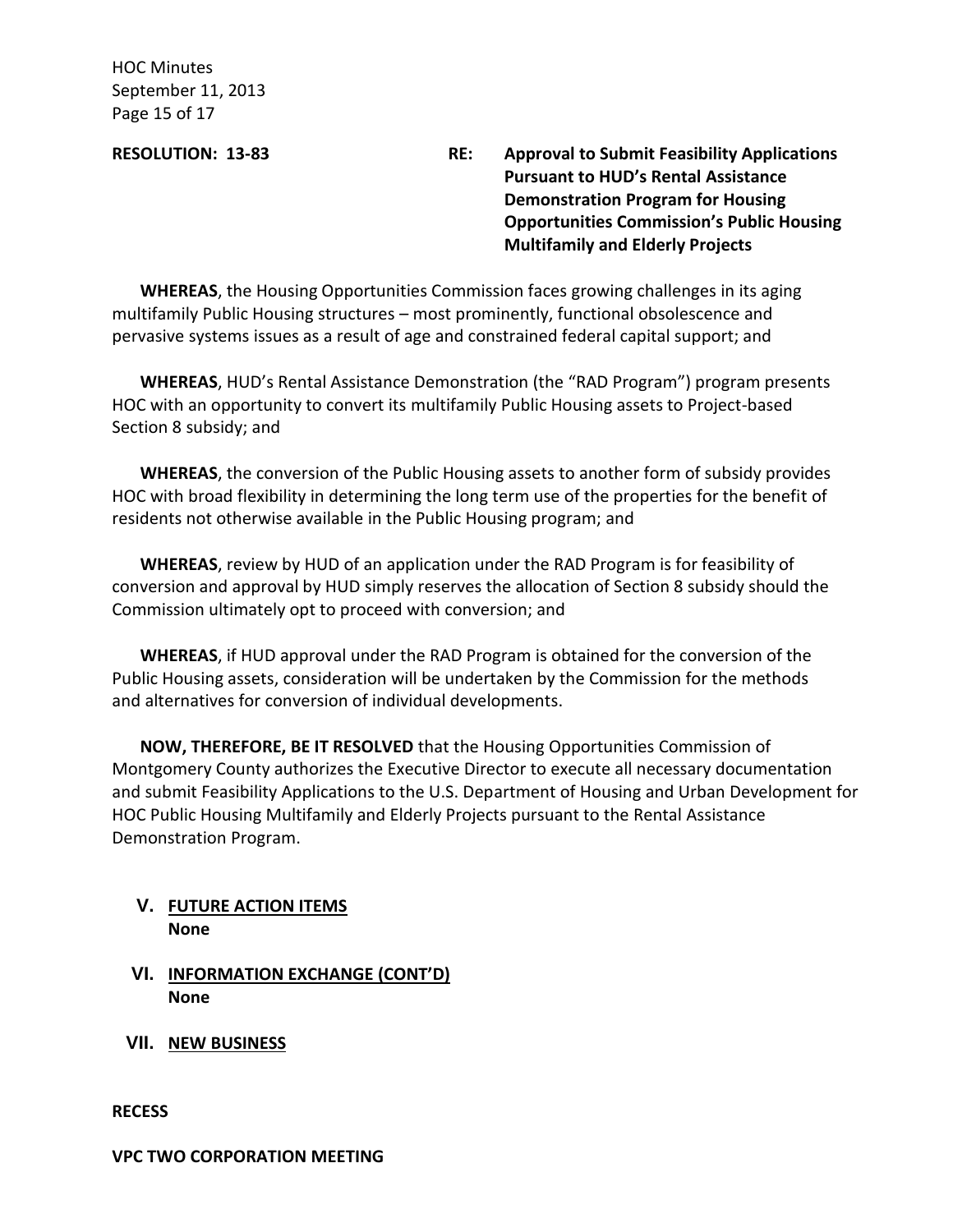**RESOLUTION: 13-83** **RE: Approval to Submit Feasibility Applications Pursuant to HUD's Rental Assistance Demonstration Program for Housing Opportunities Commission's Public Housing Multifamily and Elderly Projects**

**WHEREAS**, the Housing Opportunities Commission faces growing challenges in its aging multifamily Public Housing structures – most prominently, functional obsolescence and pervasive systems issues as a result of age and constrained federal capital support; and

**WHEREAS**, HUD's Rental Assistance Demonstration (the "RAD Program") program presents HOC with an opportunity to convert its multifamily Public Housing assets to Project-based Section 8 subsidy; and

**WHEREAS**, the conversion of the Public Housing assets to another form of subsidy provides HOC with broad flexibility in determining the long term use of the properties for the benefit of residents not otherwise available in the Public Housing program; and

**WHEREAS**, review by HUD of an application under the RAD Program is for feasibility of conversion and approval by HUD simply reserves the allocation of Section 8 subsidy should the Commission ultimately opt to proceed with conversion; and

**WHEREAS**, if HUD approval under the RAD Program is obtained for the conversion of the Public Housing assets, consideration will be undertaken by the Commission for the methods and alternatives for conversion of individual developments.

**NOW, THEREFORE, BE IT RESOLVED** that the Housing Opportunities Commission of Montgomery County authorizes the Executive Director to execute all necessary documentation and submit Feasibility Applications to the U.S. Department of Housing and Urban Development for HOC Public Housing Multifamily and Elderly Projects pursuant to the Rental Assistance Demonstration Program.

## V. FUTURE ACTION ITEMS

**None**

## VI. INFORMATION EXCHANGE (CONT'D)

**None**

## VII. NEW BUSINESS

**RECESS**

**VPC TWO CORPORATION MEETING**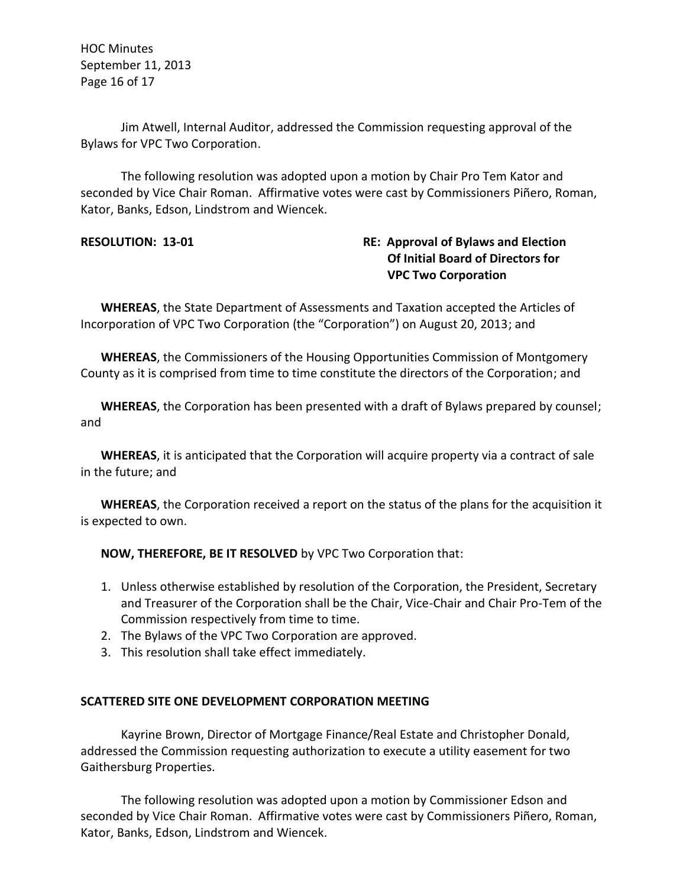Jim Atwell, Internal Auditor, addressed the Commission requesting approval of the Bylaws for VPC Two Corporation.

The following resolution was adopted upon a motion by Chair Pro Tem Kator and seconded by Vice Chair Roman. Affirmative votes were cast by Commissioners Piñero, Roman, Kator, Banks, Edson, Lindstrom and Wiencek.

**RESOLUTION: 13-01** **RE: Approval of Bylaws and Election Of Initial Board of Directors for VPC Two Corporation**

**WHEREAS**, the State Department of Assessments and Taxation accepted the Articles of Incorporation of VPC Two Corporation (the "Corporation") on August 20, 2013; and

**WHEREAS**, the Commissioners of the Housing Opportunities Commission of Montgomery County as it is comprised from time to time constitute the directors of the Corporation; and

**WHEREAS**, the Corporation has been presented with a draft of Bylaws prepared by counsel; and

**WHEREAS**, it is anticipated that the Corporation will acquire property via a contract of sale in the future; and

**WHEREAS**, the Corporation received a report on the status of the plans for the acquisition it is expected to own.

**NOW, THEREFORE, BE IT RESOLVED** by VPC Two Corporation that:

1. Unless otherwise established by resolution of the Corporation, the President, Secretary and Treasurer of the Corporation shall be the Chair, Vice-Chair and Chair Pro-Tem of the Commission respectively from time to time.
2. The Bylaws of the VPC Two Corporation are approved.
3. This resolution shall take effect immediately.

**SCATTERED SITE ONE DEVELOPMENT CORPORATION MEETING**

Kayrine Brown, Director of Mortgage Finance/Real Estate and Christopher Donald, addressed the Commission requesting authorization to execute a utility easement for two Gaithersburg Properties.

The following resolution was adopted upon a motion by Commissioner Edson and seconded by Vice Chair Roman. Affirmative votes were cast by Commissioners Piñero, Roman, Kator, Banks, Edson, Lindstrom and Wiencek.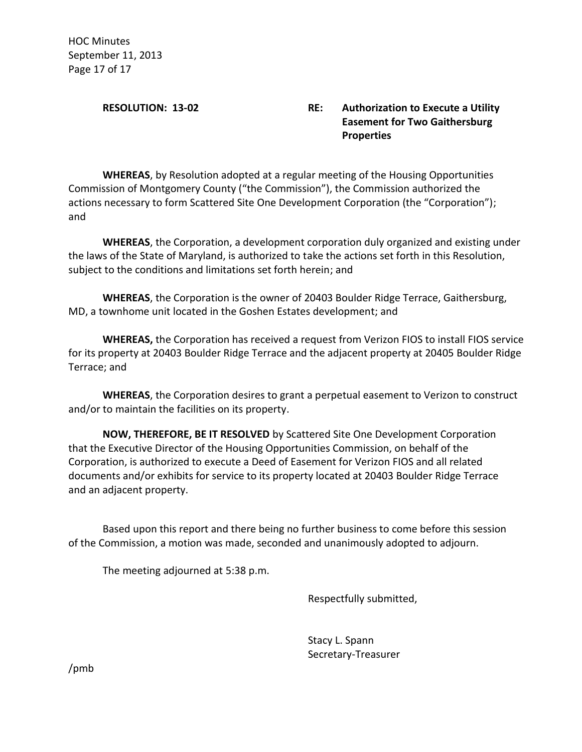**RESOLUTION: 13-02** **RE: Authorization to Execute a Utility Easement for Two Gaithersburg Properties**

**WHEREAS**, by Resolution adopted at a regular meeting of the Housing Opportunities Commission of Montgomery County ("the Commission"), the Commission authorized the actions necessary to form Scattered Site One Development Corporation (the "Corporation"); and

**WHEREAS**, the Corporation, a development corporation duly organized and existing under the laws of the State of Maryland, is authorized to take the actions set forth in this Resolution, subject to the conditions and limitations set forth herein; and

**WHEREAS**, the Corporation is the owner of 20403 Boulder Ridge Terrace, Gaithersburg, MD, a townhome unit located in the Goshen Estates development; and

**WHEREAS,** the Corporation has received a request from Verizon FIOS to install FIOS service for its property at 20403 Boulder Ridge Terrace and the adjacent property at 20405 Boulder Ridge Terrace; and

**WHEREAS**, the Corporation desires to grant a perpetual easement to Verizon to construct and/or to maintain the facilities on its property.

**NOW, THEREFORE, BE IT RESOLVED** by Scattered Site One Development Corporation that the Executive Director of the Housing Opportunities Commission, on behalf of the Corporation, is authorized to execute a Deed of Easement for Verizon FIOS and all related documents and/or exhibits for service to its property located at 20403 Boulder Ridge Terrace and an adjacent property.

Based upon this report and there being no further business to come before this session of the Commission, a motion was made, seconded and unanimously adopted to adjourn.

The meeting adjourned at 5:38 p.m.

Respectfully submitted,

Stacy L. Spann
Secretary-Treasurer

/pmb